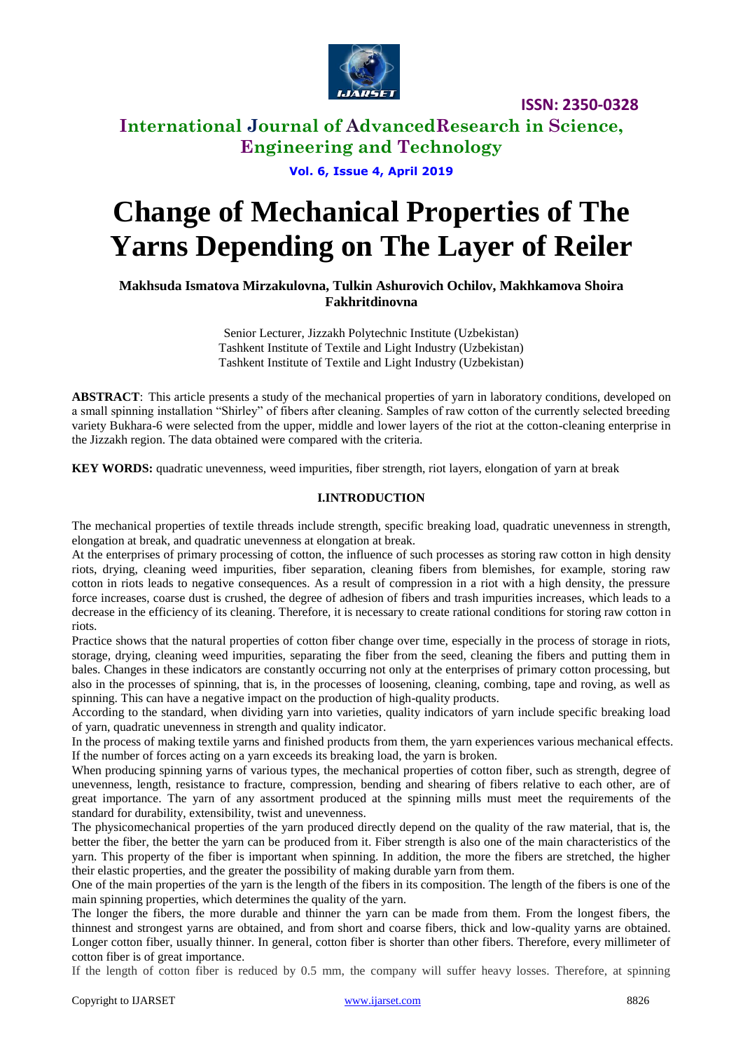# Change of Mechanical Properties of The Yarns Depending on The Layer of Reiler

**Makhsuda Ismatova Mirzakulovna, Tulkin Ashurovich Ochilov, Makhkamova Shoira Fakhritdinovna**

Senior Lecturer, Jizzakh Polytechnic Institute (Uzbekistan)
Tashkent Institute of Textile and Light Industry (Uzbekistan)
Tashkent Institute of Textile and Light Industry (Uzbekistan)

**ABSTRACT**: This article presents a study of the mechanical properties of yarn in laboratory conditions, developed on a small spinning installation "Shirley" of fibers after cleaning. Samples of raw cotton of the currently selected breeding variety Bukhara-6 were selected from the upper, middle and lower layers of the riot at the cotton-cleaning enterprise in the Jizzakh region. The data obtained were compared with the criteria.

**KEY WORDS:** quadratic unevenness, weed impurities, fiber strength, riot layers, elongation of yarn at break

## I.INTRODUCTION

The mechanical properties of textile threads include strength, specific breaking load, quadratic unevenness in strength, elongation at break, and quadratic unevenness at elongation at break.

At the enterprises of primary processing of cotton, the influence of such processes as storing raw cotton in high density riots, drying, cleaning weed impurities, fiber separation, cleaning fibers from blemishes, for example, storing raw cotton in riots leads to negative consequences. As a result of compression in a riot with a high density, the pressure force increases, coarse dust is crushed, the degree of adhesion of fibers and trash impurities increases, which leads to a decrease in the efficiency of its cleaning. Therefore, it is necessary to create rational conditions for storing raw cotton in riots.

Practice shows that the natural properties of cotton fiber change over time, especially in the process of storage in riots, storage, drying, cleaning weed impurities, separating the fiber from the seed, cleaning the fibers and putting them in bales. Changes in these indicators are constantly occurring not only at the enterprises of primary cotton processing, but also in the processes of spinning, that is, in the processes of loosening, cleaning, combing, tape and roving, as well as spinning. This can have a negative impact on the production of high-quality products.

According to the standard, when dividing yarn into varieties, quality indicators of yarn include specific breaking load of yarn, quadratic unevenness in strength and quality indicator.

In the process of making textile yarns and finished products from them, the yarn experiences various mechanical effects. If the number of forces acting on a yarn exceeds its breaking load, the yarn is broken.

When producing spinning yarns of various types, the mechanical properties of cotton fiber, such as strength, degree of unevenness, length, resistance to fracture, compression, bending and shearing of fibers relative to each other, are of great importance. The yarn of any assortment produced at the spinning mills must meet the requirements of the standard for durability, extensibility, twist and unevenness.

The physicomechanical properties of the yarn produced directly depend on the quality of the raw material, that is, the better the fiber, the better the yarn can be produced from it. Fiber strength is also one of the main characteristics of the yarn. This property of the fiber is important when spinning. In addition, the more the fibers are stretched, the higher their elastic properties, and the greater the possibility of making durable yarn from them.

One of the main properties of the yarn is the length of the fibers in its composition. The length of the fibers is one of the main spinning properties, which determines the quality of the yarn.

The longer the fibers, the more durable and thinner the yarn can be made from them. From the longest fibers, the thinnest and strongest yarns are obtained, and from short and coarse fibers, thick and low-quality yarns are obtained. Longer cotton fiber, usually thinner. In general, cotton fiber is shorter than other fibers. Therefore, every millimeter of cotton fiber is of great importance.

If the length of cotton fiber is reduced by 0.5 mm, the company will suffer heavy losses. Therefore, at spinning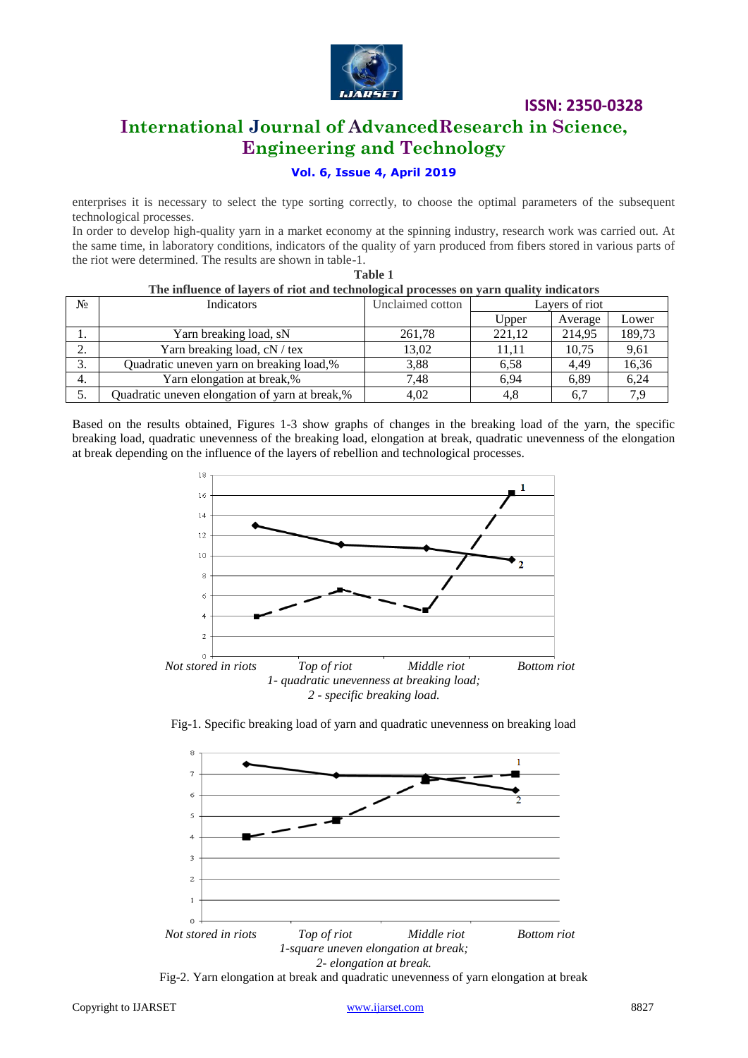enterprises it is necessary to select the type sorting correctly, to choose the optimal parameters of the subsequent technological processes.

In order to develop high-quality yarn in a market economy at the spinning industry, research work was carried out. At the same time, in laboratory conditions, indicators of the quality of yarn produced from fibers stored in various parts of the riot were determined. The results are shown in table-1.

**Table 1**

**The influence of layers of riot and technological processes on yarn quality indicators**

| № | Indicators | Unclaimed cotton | Layers of riot | | |
|---|---|---|---|---|---|
| | | | Upper | Average | Lower |
| 1. | Yarn breaking load, sN | 261,78 | 221,12 | 214,95 | 189,73 |
| 2. | Yarn breaking load, cN / tex | 13,02 | 11,11 | 10,75 | 9,61 |
| 3. | Quadratic uneven yarn on breaking load,% | 3,88 | 6,58 | 4,49 | 16,36 |
| 4. | Yarn elongation at break,% | 7,48 | 6,94 | 6,89 | 6,24 |
| 5. | Quadratic uneven elongation of yarn at break,% | 4,02 | 4,8 | 6,7 | 7,9 |

Based on the results obtained, Figures 1-3 show graphs of changes in the breaking load of the yarn, the specific breaking load, quadratic unevenness of the breaking load, elongation at break, quadratic unevenness of the elongation at break depending on the influence of the layers of rebellion and technological processes.

*1- quadratic unevenness at breaking load;*
*2 - specific breaking load.*

Fig-1. Specific breaking load of yarn and quadratic unevenness on breaking load

*1-square uneven elongation at break;*
*2- elongation at break.*

Fig-2. Yarn elongation at break and quadratic unevenness of yarn elongation at break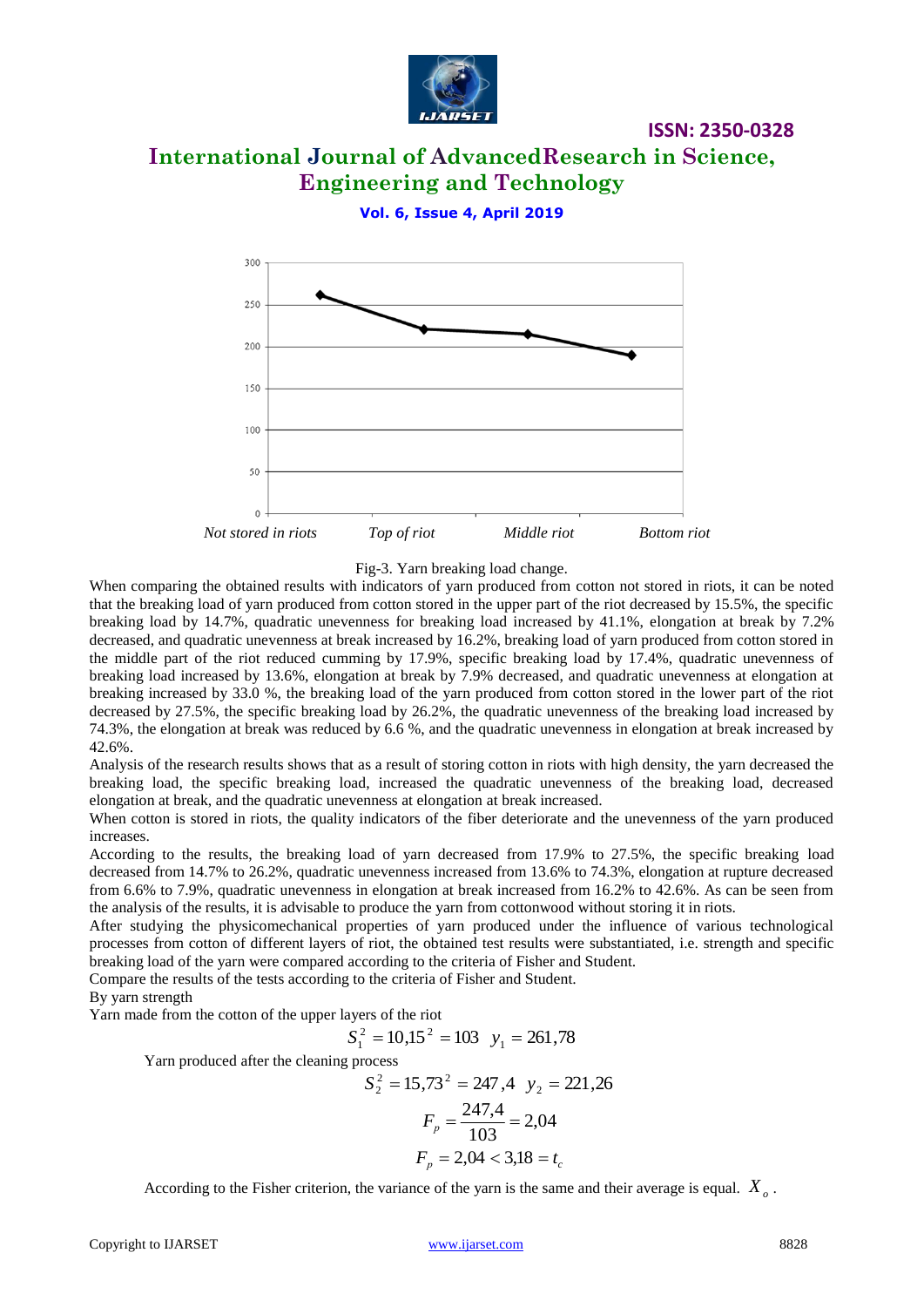Fig-3. Yarn breaking load change.

When comparing the obtained results with indicators of yarn produced from cotton not stored in riots, it can be noted that the breaking load of yarn produced from cotton stored in the upper part of the riot decreased by 15.5%, the specific breaking load by 14.7%, quadratic unevenness for breaking load increased by 41.1%, elongation at break by 7.2% decreased, and quadratic unevenness at break increased by 16.2%, breaking load of yarn produced from cotton stored in the middle part of the riot reduced cumming by 17.9%, specific breaking load by 17.4%, quadratic unevenness of breaking load increased by 13.6%, elongation at break by 7.9% decreased, and quadratic unevenness at elongation at breaking increased by 33.0 %, the breaking load of the yarn produced from cotton stored in the lower part of the riot decreased by 27.5%, the specific breaking load by 26.2%, the quadratic unevenness of the breaking load increased by 74.3%, the elongation at break was reduced by 6.6 %, and the quadratic unevenness in elongation at break increased by 42.6%.

Analysis of the research results shows that as a result of storing cotton in riots with high density, the yarn decreased the breaking load, the specific breaking load, increased the quadratic unevenness of the breaking load, decreased elongation at break, and the quadratic unevenness at elongation at break increased.

When cotton is stored in riots, the quality indicators of the fiber deteriorate and the unevenness of the yarn produced increases.

According to the results, the breaking load of yarn decreased from 17.9% to 27.5%, the specific breaking load decreased from 14.7% to 26.2%, quadratic unevenness increased from 13.6% to 74.3%, elongation at rupture decreased from 6.6% to 7.9%, quadratic unevenness in elongation at break increased from 16.2% to 42.6%. As can be seen from the analysis of the results, it is advisable to produce the yarn from cottonwood without storing it in riots.

After studying the physicomechanical properties of yarn produced under the influence of various technological processes from cotton of different layers of riot, the obtained test results were substantiated, i.e. strength and specific breaking load of the yarn were compared according to the criteria of Fisher and Student.

Compare the results of the tests according to the criteria of Fisher and Student.

By yarn strength

Yarn made from the cotton of the upper layers of the riot

$$S_1^2 = 10{,}15^2 = 103 \quad y_1 = 261{,}78$$

Yarn produced after the cleaning process

$$S_2^2 = 15{,}73^2 = 247{,}4 \quad y_2 = 221{,}26$$

$$F_p = \frac{247{,}4}{103} = 2{,}04$$

$$F_p = 2{,}04 < 3{,}18 = t_c$$

According to the Fisher criterion, the variance of the yarn is the same and their average is equal. $X_o$ .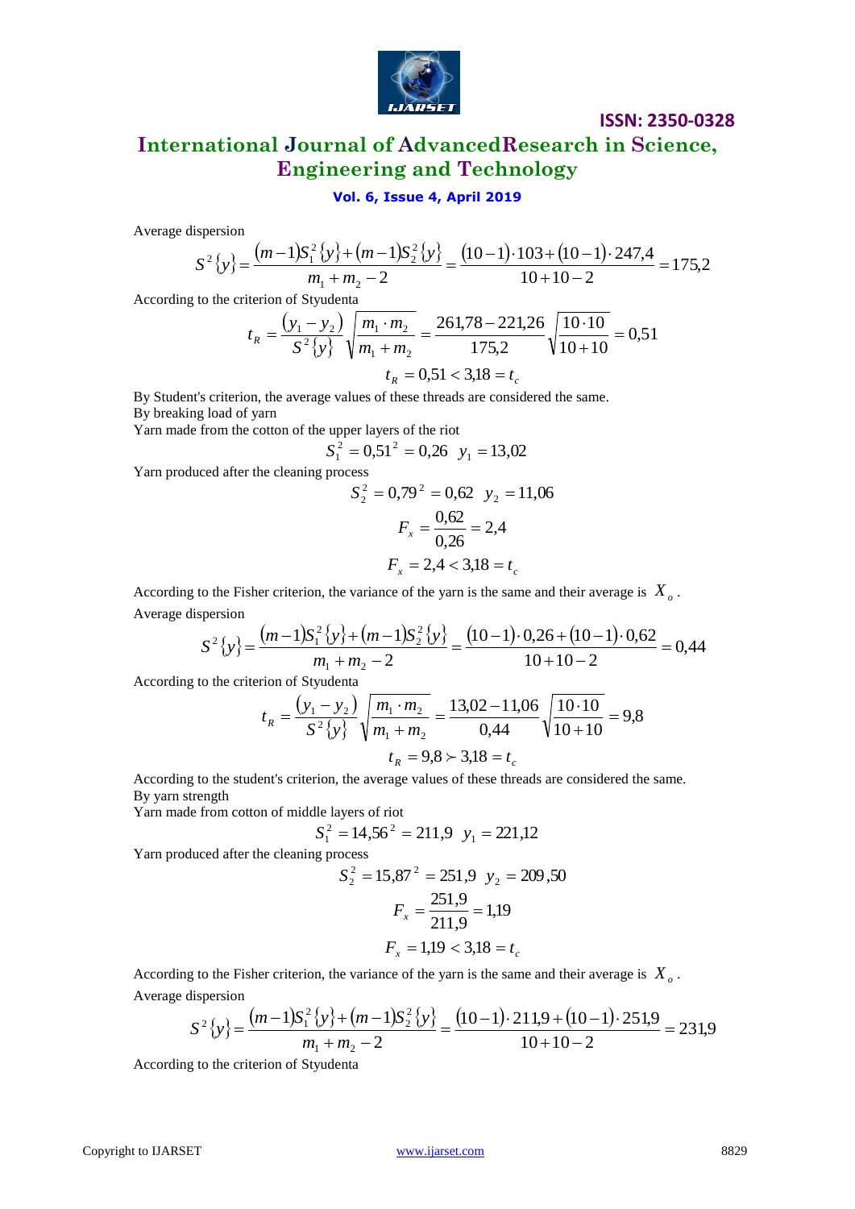Average dispersion

$$S^2\{y\} = \frac{(m-1)S_1^2\{y\} + (m-1)S_2^2\{y\}}{m_1 + m_2 - 2} = \frac{(10-1)\cdot 103 + (10-1)\cdot 247{,}4}{10+10-2} = 175{,}2$$

According to the criterion of Styudenta

$$t_R = \frac{(y_1 - y_2)}{S^2\{y\}}\sqrt{\frac{m_1 \cdot m_2}{m_1 + m_2}} = \frac{261{,}78 - 221{,}26}{175{,}2}\sqrt{\frac{10\cdot 10}{10+10}} = 0{,}51$$

$$t_R = 0{,}51 < 3{,}18 = t_c$$

By Student's criterion, the average values of these threads are considered the same.

By breaking load of yarn

Yarn made from the cotton of the upper layers of the riot

$$S_1^2 = 0{,}51^2 = 0{,}26 \quad y_1 = 13{,}02$$

Yarn produced after the cleaning process

$$S_2^2 = 0{,}79^2 = 0{,}62 \quad y_2 = 11{,}06$$

$$F_x = \frac{0{,}62}{0{,}26} = 2{,}4$$

$$F_x = 2{,}4 < 3{,}18 = t_c$$

According to the Fisher criterion, the variance of the yarn is the same and their average is $X_o$.

Average dispersion

$$S^2\{y\} = \frac{(m-1)S_1^2\{y\} + (m-1)S_2^2\{y\}}{m_1 + m_2 - 2} = \frac{(10-1)\cdot 0{,}26 + (10-1)\cdot 0{,}62}{10+10-2} = 0{,}44$$

According to the criterion of Styudenta

$$t_R = \frac{(y_1 - y_2)}{S^2\{y\}}\sqrt{\frac{m_1 \cdot m_2}{m_1 + m_2}} = \frac{13{,}02 - 11{,}06}{0{,}44}\sqrt{\frac{10\cdot 10}{10+10}} = 9{,}8$$

$$t_R = 9{,}8 \succ 3{,}18 = t_c$$

According to the student's criterion, the average values of these threads are considered the same.

By yarn strength

Yarn made from cotton of middle layers of riot

$$S_1^2 = 14{,}56^2 = 211{,}9 \quad y_1 = 221{,}12$$

Yarn produced after the cleaning process

$$S_2^2 = 15{,}87^2 = 251{,}9 \quad y_2 = 209{,}50$$

$$F_x = \frac{251{,}9}{211{,}9} = 1{,}19$$

$$F_x = 1{,}19 < 3{,}18 = t_c$$

According to the Fisher criterion, the variance of the yarn is the same and their average is $X_o$.

Average dispersion

$$S^2\{y\} = \frac{(m-1)S_1^2\{y\} + (m-1)S_2^2\{y\}}{m_1 + m_2 - 2} = \frac{(10-1)\cdot 211{,}9 + (10-1)\cdot 251{,}9}{10+10-2} = 231{,}9$$

According to the criterion of Styudenta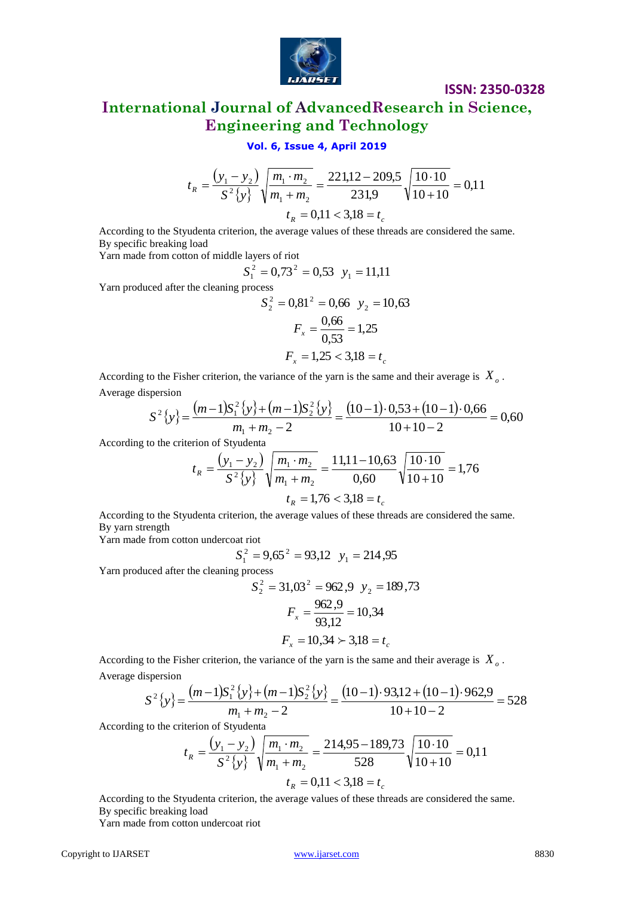$$t_R = \frac{(y_1 - y_2)}{S^2\{y\}} \sqrt{\frac{m_1 \cdot m_2}{m_1 + m_2}} = \frac{221{,}12 - 209{,}5}{231{,}9} \sqrt{\frac{10 \cdot 10}{10 + 10}} = 0{,}11$$

$$t_R = 0{,}11 < 3{,}18 = t_c$$

According to the Styudenta criterion, the average values of these threads are considered the same.

By specific breaking load

Yarn made from cotton of middle layers of riot

$$S_1^2 = 0{,}73^2 = 0{,}53 \quad y_1 = 11{,}11$$

Yarn produced after the cleaning process

$$S_2^2 = 0{,}81^2 = 0{,}66 \quad y_2 = 10{,}63$$

$$F_x = \frac{0{,}66}{0{,}53} = 1{,}25$$

$$F_x = 1{,}25 < 3{,}18 = t_c$$

According to the Fisher criterion, the variance of the yarn is the same and their average is $X_o$.

Average dispersion

$$S^2\{y\} = \frac{(m-1)S_1^2\{y\} + (m-1)S_2^2\{y\}}{m_1 + m_2 - 2} = \frac{(10-1)\cdot 0{,}53 + (10-1)\cdot 0{,}66}{10 + 10 - 2} = 0{,}60$$

According to the criterion of Styudenta

$$t_R = \frac{(y_1 - y_2)}{S^2\{y\}} \sqrt{\frac{m_1 \cdot m_2}{m_1 + m_2}} = \frac{11{,}11 - 10{,}63}{0{,}60} \sqrt{\frac{10 \cdot 10}{10 + 10}} = 1{,}76$$

$$t_R = 1{,}76 < 3{,}18 = t_c$$

According to the Styudenta criterion, the average values of these threads are considered the same.

By yarn strength

Yarn made from cotton undercoat riot

$$S_1^2 = 9{,}65^2 = 93{,}12 \quad y_1 = 214{,}95$$

Yarn produced after the cleaning process

$$S_2^2 = 31{,}03^2 = 962{,}9 \quad y_2 = 189{,}73$$

$$F_x = \frac{962{,}9}{93{,}12} = 10{,}34$$

$$F_x = 10{,}34 \succ 3{,}18 = t_c$$

According to the Fisher criterion, the variance of the yarn is the same and their average is $X_o$.

Average dispersion

$$S^2\{y\} = \frac{(m-1)S_1^2\{y\} + (m-1)S_2^2\{y\}}{m_1 + m_2 - 2} = \frac{(10-1)\cdot 93{,}12 + (10-1)\cdot 962{,}9}{10 + 10 - 2} = 528$$

According to the criterion of Styudenta

$$t_R = \frac{(y_1 - y_2)}{S^2\{y\}} \sqrt{\frac{m_1 \cdot m_2}{m_1 + m_2}} = \frac{214{,}95 - 189{,}73}{528} \sqrt{\frac{10 \cdot 10}{10 + 10}} = 0{,}11$$

$$t_R = 0{,}11 < 3{,}18 = t_c$$

According to the Styudenta criterion, the average values of these threads are considered the same.

By specific breaking load

Yarn made from cotton undercoat riot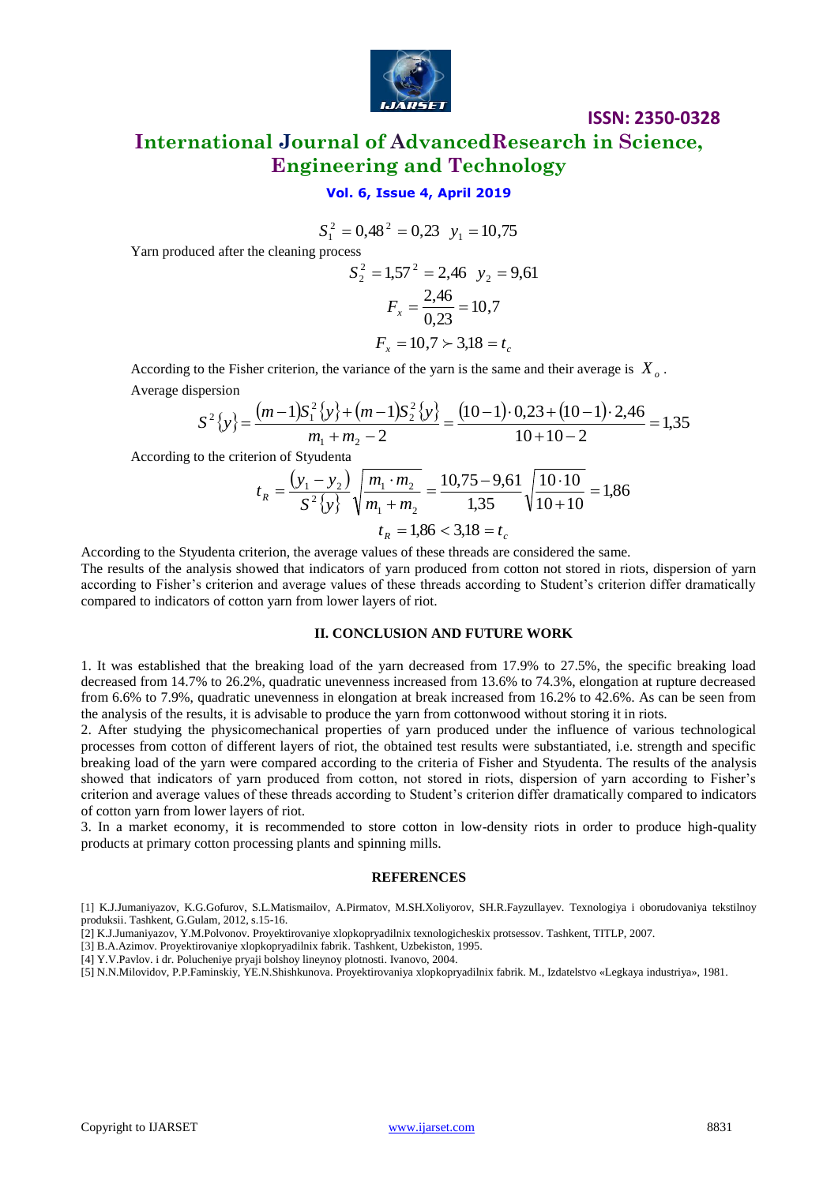$$S_1^2 = 0{,}48^2 = 0{,}23 \quad y_1 = 10{,}75$$

Yarn produced after the cleaning process

$$S_2^2 = 1{,}57^2 = 2{,}46 \quad y_2 = 9{,}61$$

$$F_x = \frac{2{,}46}{0{,}23} = 10{,}7$$

$$F_x = 10{,}7 \succ 3{,}18 = t_c$$

According to the Fisher criterion, the variance of the yarn is the same and their average is $X_o$.

Average dispersion

$$S^2\{y\} = \frac{(m-1)S_1^2\{y\} + (m-1)S_2^2\{y\}}{m_1 + m_2 - 2} = \frac{(10-1)\cdot 0{,}23 + (10-1)\cdot 2{,}46}{10+10-2} = 1{,}35$$

According to the criterion of Styudenta

$$t_R = \frac{(y_1 - y_2)}{S^2\{y\}}\sqrt{\frac{m_1 \cdot m_2}{m_1 + m_2}} = \frac{10{,}75 - 9{,}61}{1{,}35}\sqrt{\frac{10\cdot 10}{10+10}} = 1{,}86$$

$$t_R = 1{,}86 < 3{,}18 = t_c$$

According to the Styudenta criterion, the average values of these threads are considered the same.

The results of the analysis showed that indicators of yarn produced from cotton not stored in riots, dispersion of yarn according to Fisher's criterion and average values of these threads according to Student's criterion differ dramatically compared to indicators of cotton yarn from lower layers of riot.

## II. CONCLUSION AND FUTURE WORK

1. It was established that the breaking load of the yarn decreased from 17.9% to 27.5%, the specific breaking load decreased from 14.7% to 26.2%, quadratic unevenness increased from 13.6% to 74.3%, elongation at rupture decreased from 6.6% to 7.9%, quadratic unevenness in elongation at break increased from 16.2% to 42.6%. As can be seen from the analysis of the results, it is advisable to produce the yarn from cottonwood without storing it in riots.
2. After studying the physicomechanical properties of yarn produced under the influence of various technological processes from cotton of different layers of riot, the obtained test results were substantiated, i.e. strength and specific breaking load of the yarn were compared according to the criteria of Fisher and Styudenta. The results of the analysis showed that indicators of yarn produced from cotton, not stored in riots, dispersion of yarn according to Fisher's criterion and average values of these threads according to Student's criterion differ dramatically compared to indicators of cotton yarn from lower layers of riot.
3. In a market economy, it is recommended to store cotton in low-density riots in order to produce high-quality products at primary cotton processing plants and spinning mills.

## REFERENCES

[1] K.J.Jumaniyazov, K.G.Gofurov, S.L.Matismailov, A.Pirmatov, M.SH.Xoliyorov, SH.R.Fayzullayev. Texnologiya i oborudovaniya tekstilnoy produksii. Tashkent, G.Gulam, 2012, s.15-16.

[2] K.J.Jumaniyazov, Y.M.Polvonov. Proyektirovaniye xlopkopryadilnix texnologicheskix protsessov. Tashkent, TITLP, 2007.

[3] B.A.Azimov. Proyektirovaniye xlopkopryadilnix fabrik. Tashkent, Uzbekiston, 1995.

[4] Y.V.Pavlov. i dr. Polucheniye pryaji bolshoy lineynoy plotnosti. Ivanovo, 2004.

[5] N.N.Milovidov, P.P.Faminskiy, YE.N.Shishkunova. Proyektirovaniya xlopkopryadilnix fabrik. M., Izdatelstvo «Legkaya industriya», 1981.